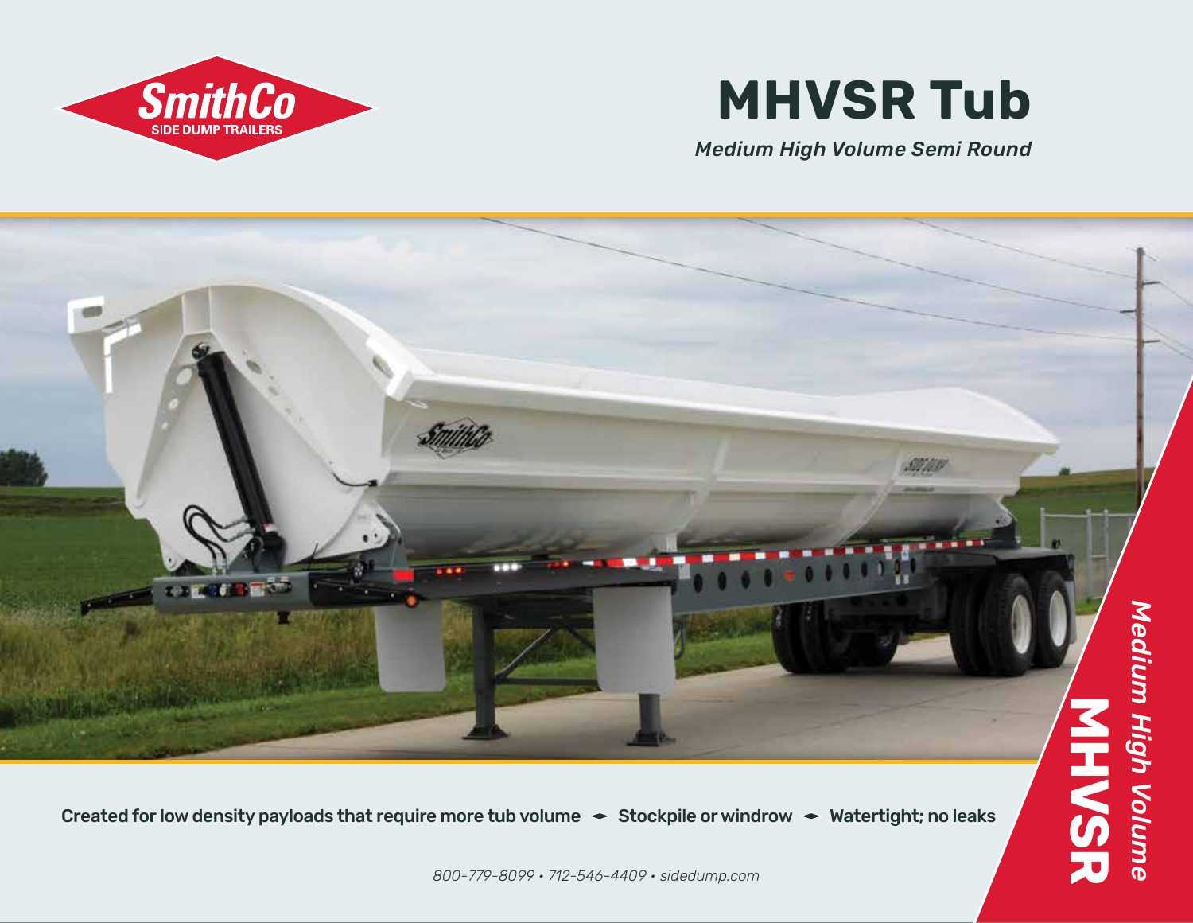SmithCo
SIDE DUMP TRAILERS

# MHVSR Tub

*Medium High Volume Semi Round*

Created for low density payloads that require more tub volume ◂▸ Stockpile or windrow ◂▸ Watertight; no leaks

*800-779-8099 • 712-546-4409 • sidedump.com*

**MHVSR**
*Medium High Volume*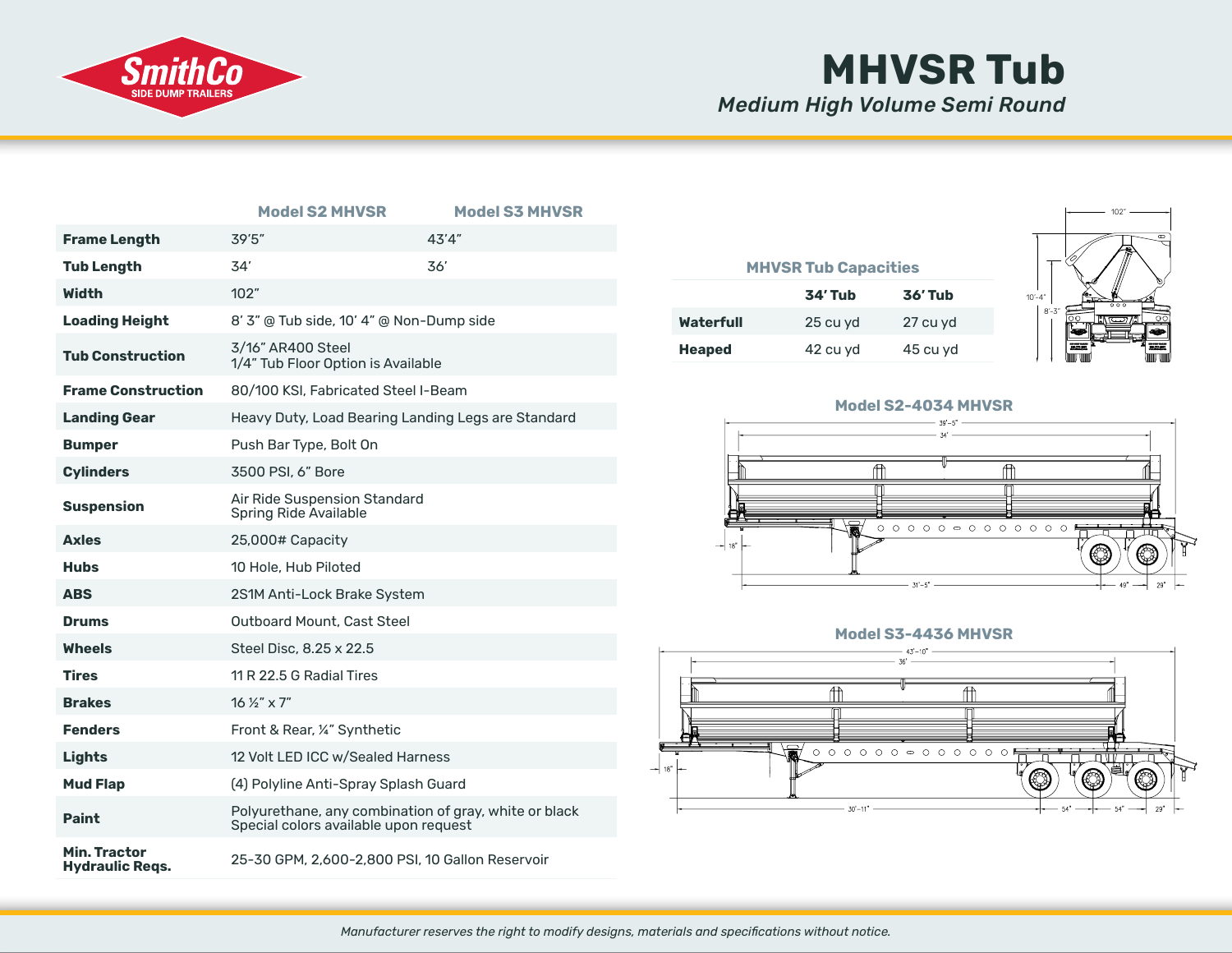SmithCo
SIDE DUMP TRAILERS

# MHVSR Tub

*Medium High Volume Semi Round*

| | Model S2 MHVSR | Model S3 MHVSR |
|---|---|---|
| **Frame Length** | 39'5" | 43'4" |
| **Tub Length** | 34' | 36' |
| **Width** | 102" | |
| **Loading Height** | 8' 3" @ Tub side, 10' 4" @ Non-Dump side | |
| **Tub Construction** | 3/16" AR400 Steel<br>1/4" Tub Floor Option is Available | |
| **Frame Construction** | 80/100 KSI, Fabricated Steel I-Beam | |
| **Landing Gear** | Heavy Duty, Load Bearing Landing Legs are Standard | |
| **Bumper** | Push Bar Type, Bolt On | |
| **Cylinders** | 3500 PSI, 6" Bore | |
| **Suspension** | Air Ride Suspension Standard<br>Spring Ride Available | |
| **Axles** | 25,000# Capacity | |
| **Hubs** | 10 Hole, Hub Piloted | |
| **ABS** | 2S1M Anti-Lock Brake System | |
| **Drums** | Outboard Mount, Cast Steel | |
| **Wheels** | Steel Disc, 8.25 x 22.5 | |
| **Tires** | 11 R 22.5 G Radial Tires | |
| **Brakes** | 16 ½" x 7" | |
| **Fenders** | Front & Rear, ¼" Synthetic | |
| **Lights** | 12 Volt LED ICC w/Sealed Harness | |
| **Mud Flap** | (4) Polyline Anti-Spray Splash Guard | |
| **Paint** | Polyurethane, any combination of gray, white or black<br>Special colors available upon request | |
| **Min. Tractor Hydraulic Reqs.** | 25-30 GPM, 2,600-2,800 PSI, 10 Gallon Reservoir | |

### MHVSR Tub Capacities

| | 34' Tub | 36' Tub |
|---|---|---|
| **Waterfull** | 25 cu yd | 27 cu yd |
| **Heaped** | 42 cu yd | 45 cu yd |

102"
10'-4"
8'-3"

### Model S2-4034 MHVSR

39'-5"
34'
18"
31'-5"
49"
29"

### Model S3-4436 MHVSR

43'-10"
36'
18"
30'-11"
54"
54"
29"

*Manufacturer reserves the right to modify designs, materials and specifications without notice.*